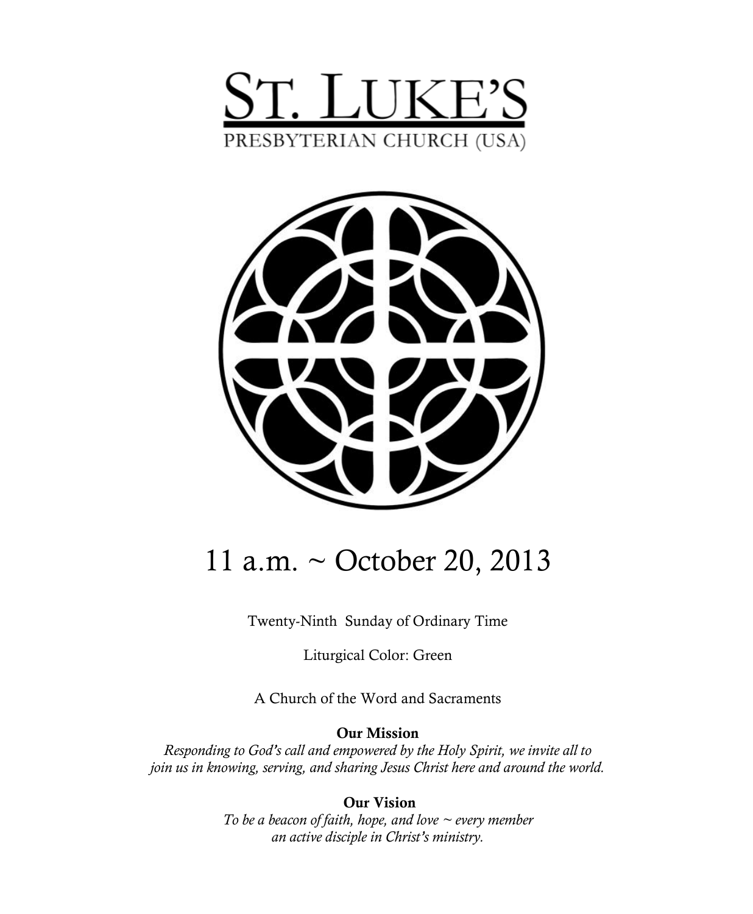# St. Luke's

PRESBYTERIAN CHURCH (USA)

## 11 a.m. ~ October 20, 2013

Twenty-Ninth Sunday of Ordinary Time

Liturgical Color: Green

A Church of the Word and Sacraments

**Our Mission**

*Responding to God's call and empowered by the Holy Spirit, we invite all to join us in knowing, serving, and sharing Jesus Christ here and around the world.*

**Our Vision**

*To be a beacon of faith, hope, and love ~ every member an active disciple in Christ's ministry.*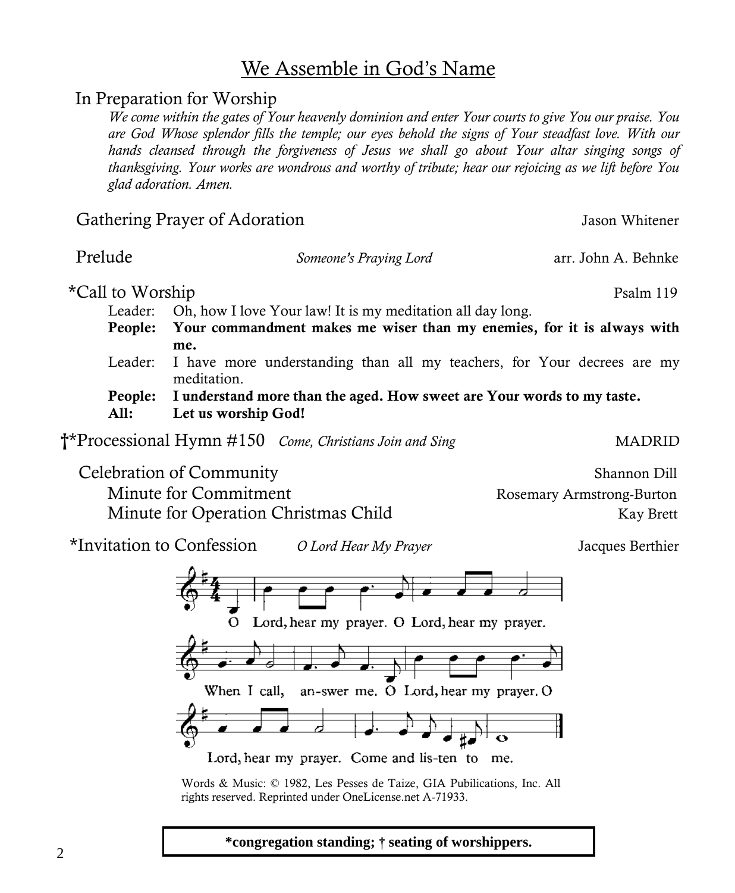# We Assemble in God's Name

In Preparation for Worship

*We come within the gates of Your heavenly dominion and enter Your courts to give You our praise. You are God Whose splendor fills the temple; our eyes behold the signs of Your steadfast love. With our hands cleansed through the forgiveness of Jesus we shall go about Your altar singing songs of thanksgiving. Your works are wondrous and worthy of tribute; hear our rejoicing as we lift before You glad adoration. Amen.*

Gathering Prayer of Adoration — Jason Whitener

Prelude — *Someone's Praying Lord* — arr. John A. Behnke

*Call to Worship — Psalm 119

Leader: Oh, how I love Your law! It is my meditation all day long.

**People: Your commandment makes me wiser than my enemies, for it is always with me.**

Leader: I have more understanding than all my teachers, for Your decrees are my meditation.

**People: I understand more than the aged. How sweet are Your words to my taste.**

**All: Let us worship God!**

†*Processional Hymn #150 — *Come, Christians Join and Sing* — MADRID

Celebration of Community — Shannon Dill

Minute for Commitment — Rosemary Armstrong-Burton

Minute for Operation Christmas Child — Kay Brett

*Invitation to Confession — *O Lord Hear My Prayer* — Jacques Berthier

O Lord, hear my prayer. O Lord, hear my prayer.
When I call, an-swer me. O Lord, hear my prayer. O
Lord, hear my prayer. Come and lis-ten to me.

Words & Music: © 1982, Les Pesses de Taize, GIA Pubilications, Inc. All rights reserved. Reprinted under OneLicense.net A-71933.

**\*congregation standing; † seating of worshippers.**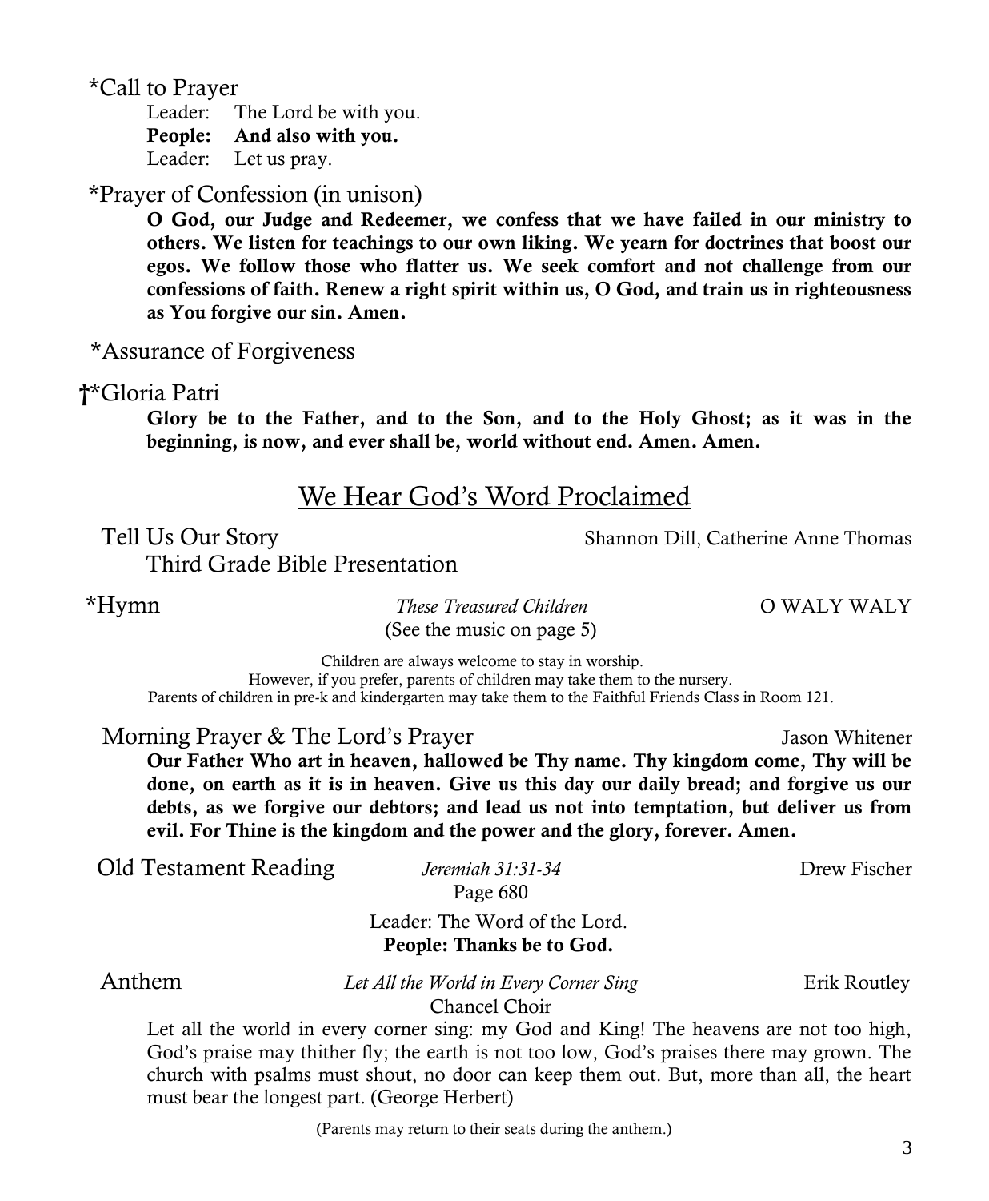*Call to Prayer

Leader: The Lord be with you.
**People: And also with you.**
Leader: Let us pray.

*Prayer of Confession (in unison)

**O God, our Judge and Redeemer, we confess that we have failed in our ministry to others. We listen for teachings to our own liking. We yearn for doctrines that boost our egos. We follow those who flatter us. We seek comfort and not challenge from our confessions of faith. Renew a right spirit within us, O God, and train us in righteousness as You forgive our sin. Amen.**

*Assurance of Forgiveness

†*Gloria Patri

**Glory be to the Father, and to the Son, and to the Holy Ghost; as it was in the beginning, is now, and ever shall be, world without end. Amen. Amen.**

## We Hear God's Word Proclaimed

Tell Us Our Story — Shannon Dill, Catherine Anne Thomas
Third Grade Bible Presentation

*Hymn — *These Treasured Children* — O WALY WALY
(See the music on page 5)

Children are always welcome to stay in worship.
However, if you prefer, parents of children may take them to the nursery.
Parents of children in pre-k and kindergarten may take them to the Faithful Friends Class in Room 121.

Morning Prayer & The Lord's Prayer — Jason Whitener

**Our Father Who art in heaven, hallowed be Thy name. Thy kingdom come, Thy will be done, on earth as it is in heaven. Give us this day our daily bread; and forgive us our debts, as we forgive our debtors; and lead us not into temptation, but deliver us from evil. For Thine is the kingdom and the power and the glory, forever. Amen.**

Old Testament Reading — *Jeremiah 31:31-34* — Drew Fischer
Page 680

Leader: The Word of the Lord.
**People: Thanks be to God.**

Anthem — *Let All the World in Every Corner Sing* — Erik Routley
Chancel Choir

Let all the world in every corner sing: my God and King! The heavens are not too high, God's praise may thither fly; the earth is not too low, God's praises there may grown. The church with psalms must shout, no door can keep them out. But, more than all, the heart must bear the longest part. (George Herbert)

(Parents may return to their seats during the anthem.)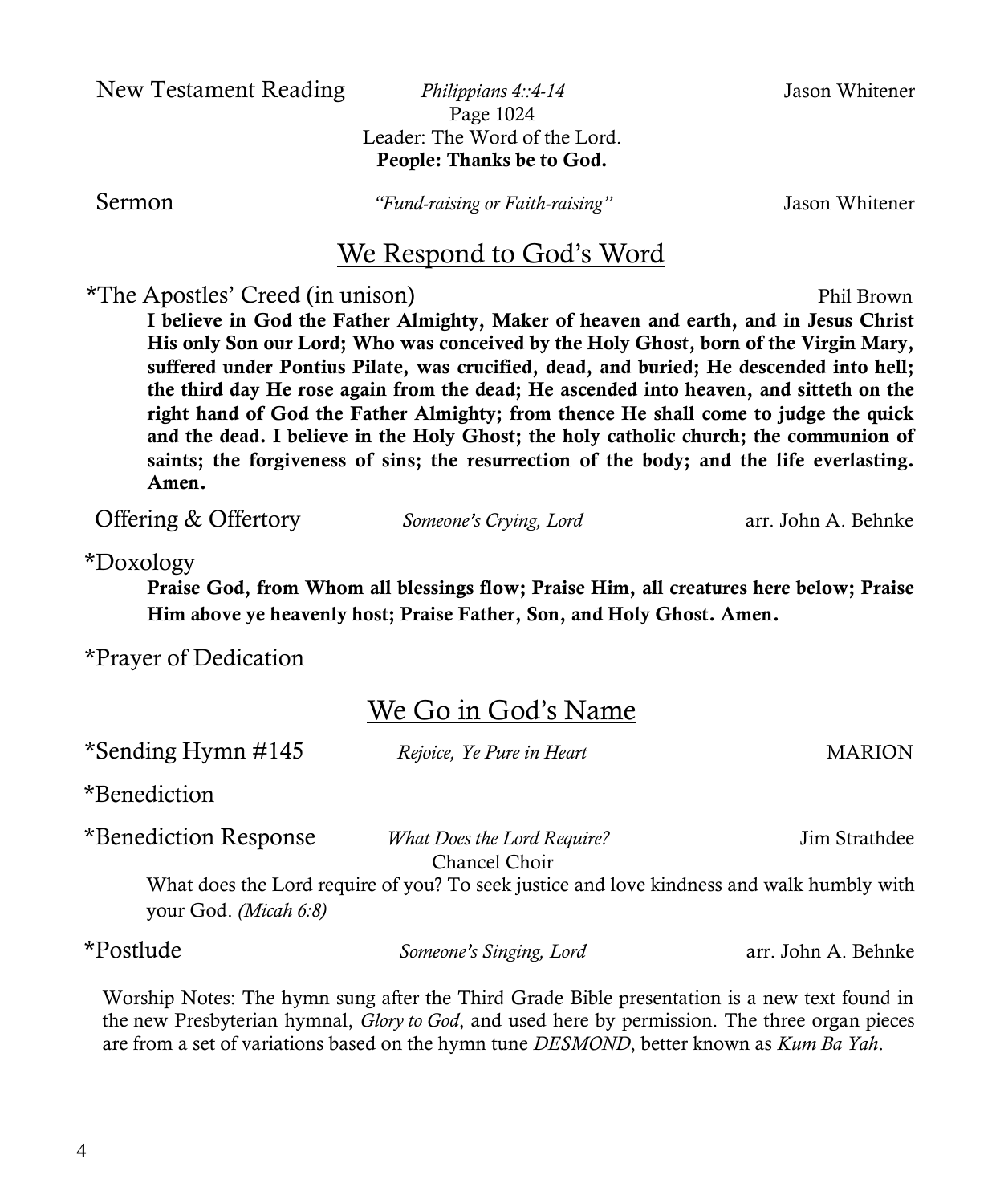New Testament Reading *Philippians 4::4-14* Jason Whitener

Page 1024

Leader: The Word of the Lord.

**People: Thanks be to God.**

Sermon *"Fund-raising or Faith-raising"* Jason Whitener

## We Respond to God's Word

*The Apostles' Creed (in unison) Phil Brown

**I believe in God the Father Almighty, Maker of heaven and earth, and in Jesus Christ His only Son our Lord; Who was conceived by the Holy Ghost, born of the Virgin Mary, suffered under Pontius Pilate, was crucified, dead, and buried; He descended into hell; the third day He rose again from the dead; He ascended into heaven, and sitteth on the right hand of God the Father Almighty; from thence He shall come to judge the quick and the dead. I believe in the Holy Ghost; the holy catholic church; the communion of saints; the forgiveness of sins; the resurrection of the body; and the life everlasting. Amen.**

Offering & Offertory *Someone's Crying, Lord* arr. John A. Behnke

*Doxology

**Praise God, from Whom all blessings flow; Praise Him, all creatures here below; Praise Him above ye heavenly host; Praise Father, Son, and Holy Ghost. Amen.**

*Prayer of Dedication

## We Go in God's Name

*Sending Hymn #145 *Rejoice, Ye Pure in Heart* MARION

*Benediction

*Benediction Response *What Does the Lord Require?* Jim Strathdee

Chancel Choir

What does the Lord require of you? To seek justice and love kindness and walk humbly with your God. *(Micah 6:8)*

*Postlude *Someone's Singing, Lord* arr. John A. Behnke

Worship Notes: The hymn sung after the Third Grade Bible presentation is a new text found in the new Presbyterian hymnal, *Glory to God*, and used here by permission. The three organ pieces are from a set of variations based on the hymn tune *DESMOND*, better known as *Kum Ba Yah*.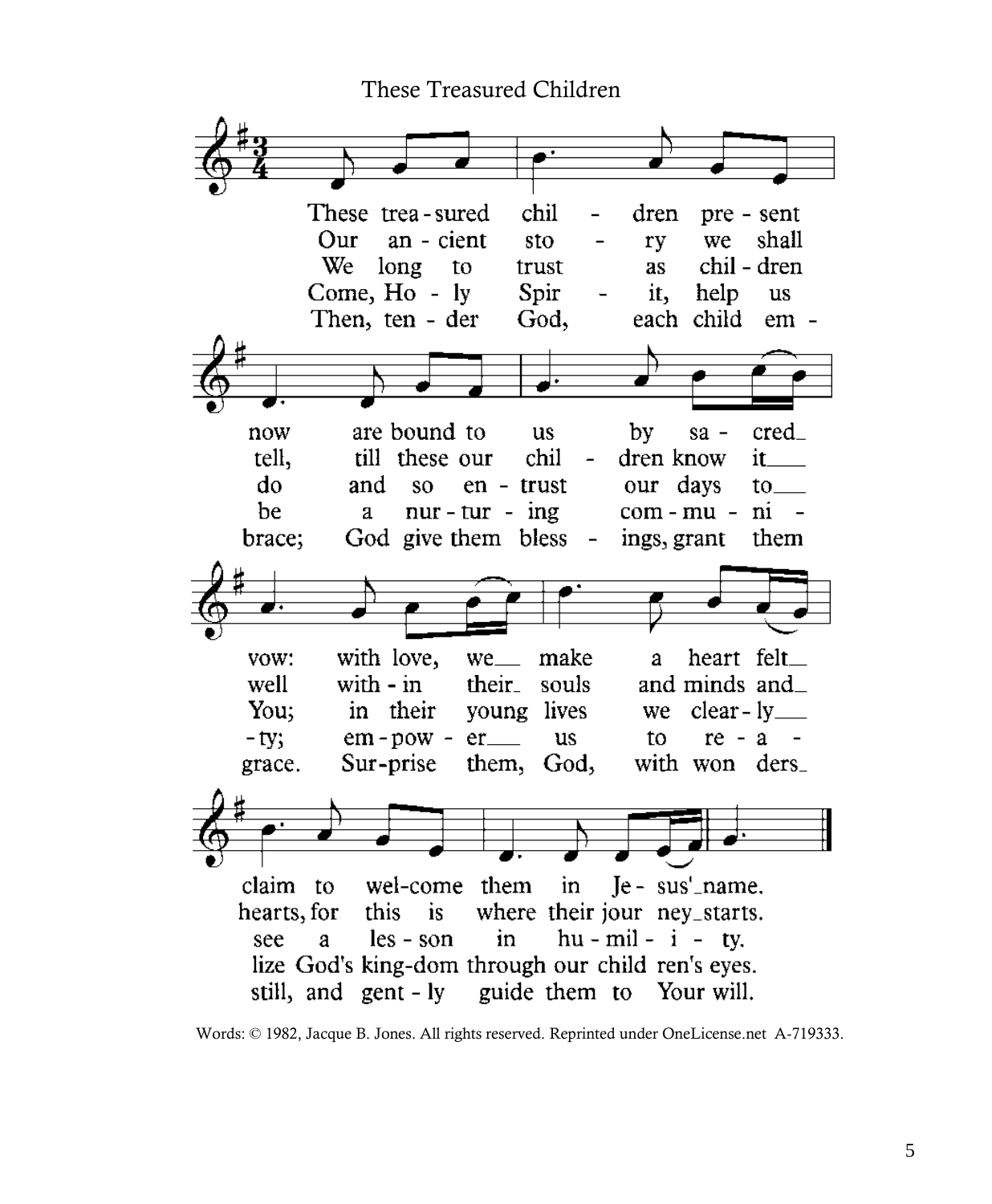# These Treasured Children

These trea - sured chil - dren pre - sent
Our an - cient sto - ry we shall
We long to trust as chil - dren
Come, Ho - ly Spir - it, help us
Then, ten - der God, each child em -

now are bound to us by sa - cred
tell, till these our chil - dren know it
do and so en - trust our days to
be a nur - tur - ing com - mu - ni -
brace; God give them bless - ings, grant them

vow: with love, we make a heart felt
well with - in their souls and minds and
You; in their young lives we clear - ly
- ty; em - pow - er us to re - a -
grace. Sur-prise them, God, with won ders

claim to wel-come them in Je - sus' name.
hearts, for this is where their jour ney starts.
see a les - son in hu - mil - i - ty.
lize God's king-dom through our child ren's eyes.
still, and gent - ly guide them to Your will.

Words: © 1982, Jacque B. Jones. All rights reserved. Reprinted under OneLicense.net A-719333.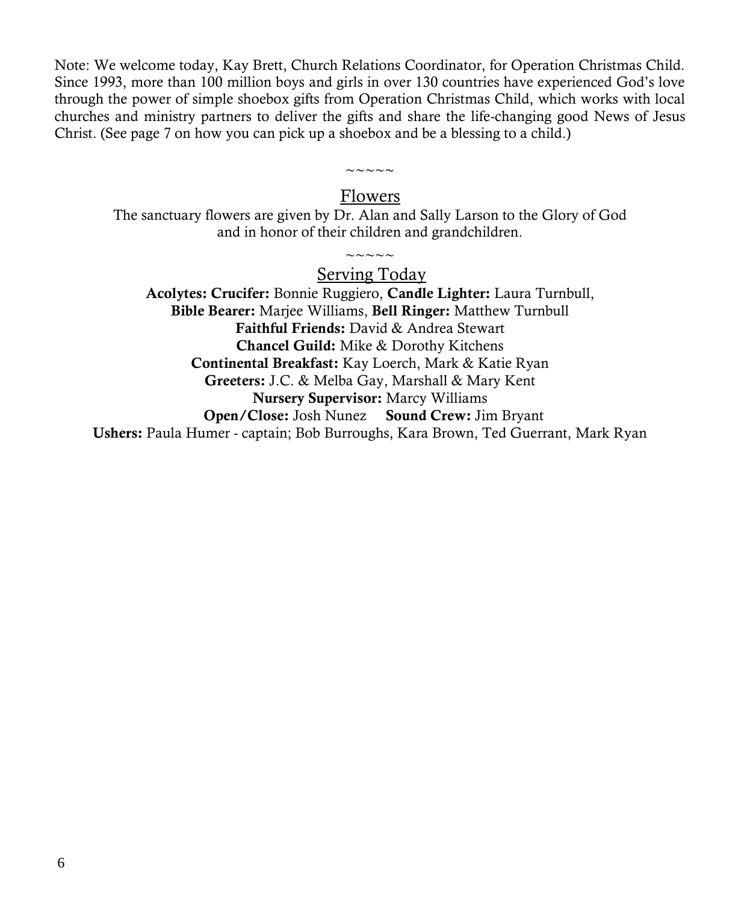Note: We welcome today, Kay Brett, Church Relations Coordinator, for Operation Christmas Child. Since 1993, more than 100 million boys and girls in over 130 countries have experienced God's love through the power of simple shoebox gifts from Operation Christmas Child, which works with local churches and ministry partners to deliver the gifts and share the life-changing good News of Jesus Christ. (See page 7 on how you can pick up a shoebox and be a blessing to a child.)

~~~~~

## Flowers

The sanctuary flowers are given by Dr. Alan and Sally Larson to the Glory of God and in honor of their children and grandchildren.

~~~~~

## Serving Today

**Acolytes: Crucifer:** Bonnie Ruggiero, **Candle Lighter:** Laura Turnbull, **Bible Bearer:** Marjee Williams, **Bell Ringer:** Matthew Turnbull

**Faithful Friends:** David & Andrea Stewart

**Chancel Guild:** Mike & Dorothy Kitchens

**Continental Breakfast:** Kay Loerch, Mark & Katie Ryan

**Greeters:** J.C. & Melba Gay, Marshall & Mary Kent

**Nursery Supervisor:** Marcy Williams

**Open/Close:** Josh Nunez **Sound Crew:** Jim Bryant

**Ushers:** Paula Humer - captain; Bob Burroughs, Kara Brown, Ted Guerrant, Mark Ryan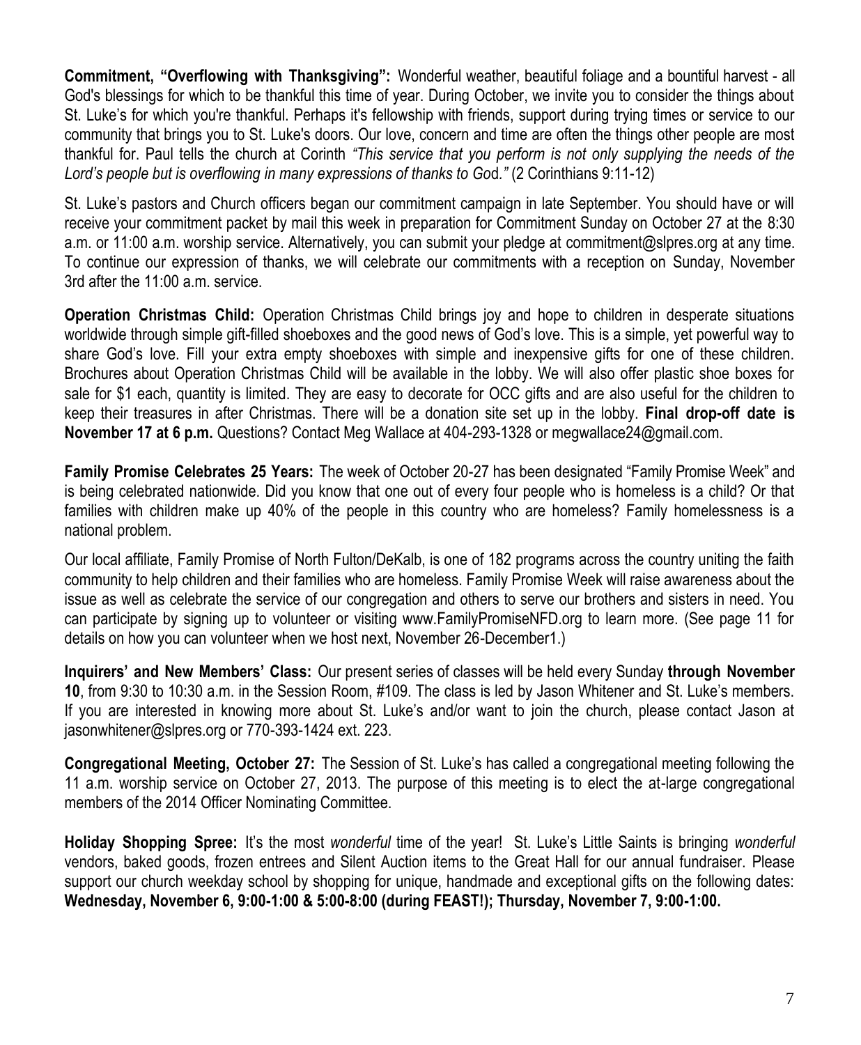**Commitment, "Overflowing with Thanksgiving":** Wonderful weather, beautiful foliage and a bountiful harvest - all God's blessings for which to be thankful this time of year. During October, we invite you to consider the things about St. Luke's for which you're thankful. Perhaps it's fellowship with friends, support during trying times or service to our community that brings you to St. Luke's doors. Our love, concern and time are often the things other people are most thankful for. Paul tells the church at Corinth *"This service that you perform is not only supplying the needs of the Lord's people but is overflowing in many expressions of thanks to God."* (2 Corinthians 9:11-12)

St. Luke's pastors and Church officers began our commitment campaign in late September. You should have or will receive your commitment packet by mail this week in preparation for Commitment Sunday on October 27 at the 8:30 a.m. or 11:00 a.m. worship service. Alternatively, you can submit your pledge at commitment@slpres.org at any time. To continue our expression of thanks, we will celebrate our commitments with a reception on Sunday, November 3rd after the 11:00 a.m. service.

**Operation Christmas Child:** Operation Christmas Child brings joy and hope to children in desperate situations worldwide through simple gift-filled shoeboxes and the good news of God's love. This is a simple, yet powerful way to share God's love. Fill your extra empty shoeboxes with simple and inexpensive gifts for one of these children. Brochures about Operation Christmas Child will be available in the lobby. We will also offer plastic shoe boxes for sale for $1 each, quantity is limited. They are easy to decorate for OCC gifts and are also useful for the children to keep their treasures in after Christmas. There will be a donation site set up in the lobby. **Final drop-off date is November 17 at 6 p.m.** Questions? Contact Meg Wallace at 404-293-1328 or megwallace24@gmail.com.

**Family Promise Celebrates 25 Years:** The week of October 20-27 has been designated "Family Promise Week" and is being celebrated nationwide. Did you know that one out of every four people who is homeless is a child? Or that families with children make up 40% of the people in this country who are homeless? Family homelessness is a national problem.

Our local affiliate, Family Promise of North Fulton/DeKalb, is one of 182 programs across the country uniting the faith community to help children and their families who are homeless. Family Promise Week will raise awareness about the issue as well as celebrate the service of our congregation and others to serve our brothers and sisters in need. You can participate by signing up to volunteer or visiting www.FamilyPromiseNFD.org to learn more. (See page 11 for details on how you can volunteer when we host next, November 26-December1.)

**Inquirers' and New Members' Class:** Our present series of classes will be held every Sunday **through November 10**, from 9:30 to 10:30 a.m. in the Session Room, #109. The class is led by Jason Whitener and St. Luke's members. If you are interested in knowing more about St. Luke's and/or want to join the church, please contact Jason at jasonwhitener@slpres.org or 770-393-1424 ext. 223.

**Congregational Meeting, October 27:** The Session of St. Luke's has called a congregational meeting following the 11 a.m. worship service on October 27, 2013. The purpose of this meeting is to elect the at-large congregational members of the 2014 Officer Nominating Committee.

**Holiday Shopping Spree:** It's the most *wonderful* time of the year! St. Luke's Little Saints is bringing *wonderful* vendors, baked goods, frozen entrees and Silent Auction items to the Great Hall for our annual fundraiser. Please support our church weekday school by shopping for unique, handmade and exceptional gifts on the following dates: **Wednesday, November 6, 9:00-1:00 & 5:00-8:00 (during FEAST!); Thursday, November 7, 9:00-1:00.**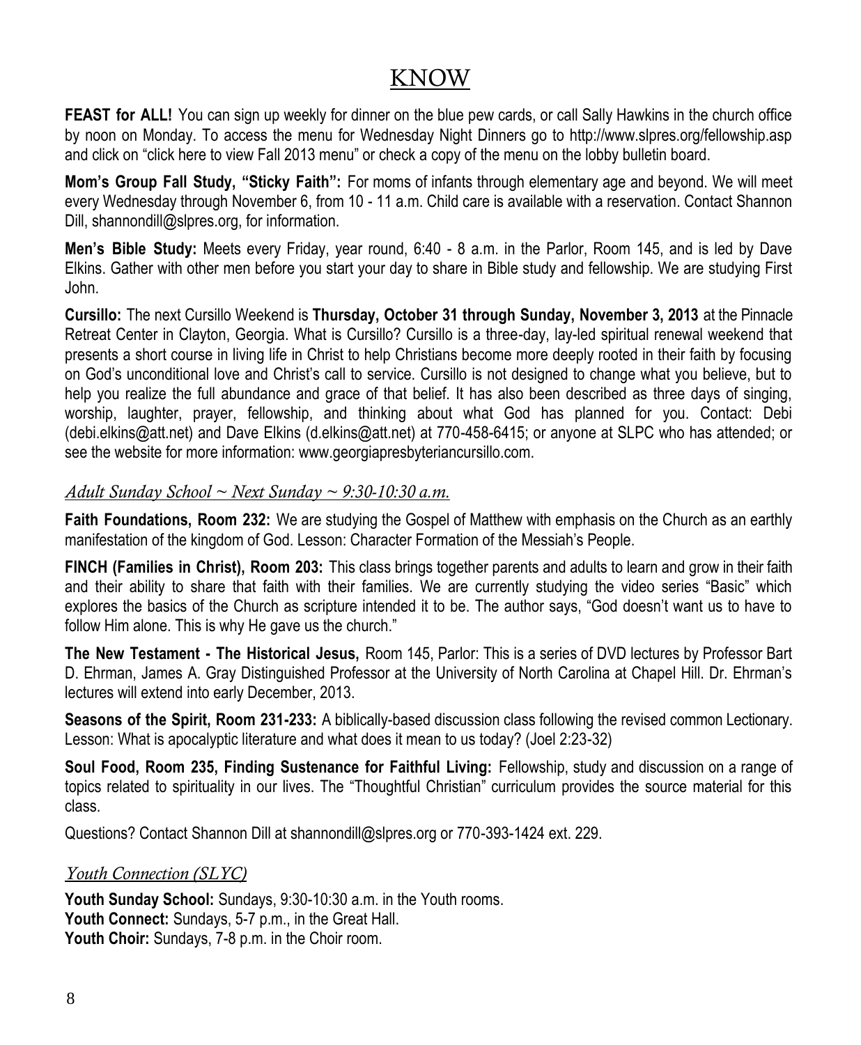# KNOW

**FEAST for ALL!** You can sign up weekly for dinner on the blue pew cards, or call Sally Hawkins in the church office by noon on Monday. To access the menu for Wednesday Night Dinners go to http://www.slpres.org/fellowship.asp and click on "click here to view Fall 2013 menu" or check a copy of the menu on the lobby bulletin board.

**Mom's Group Fall Study, "Sticky Faith":** For moms of infants through elementary age and beyond. We will meet every Wednesday through November 6, from 10 - 11 a.m. Child care is available with a reservation. Contact Shannon Dill, shannondill@slpres.org, for information.

**Men's Bible Study:** Meets every Friday, year round, 6:40 - 8 a.m. in the Parlor, Room 145, and is led by Dave Elkins. Gather with other men before you start your day to share in Bible study and fellowship. We are studying First John.

**Cursillo:** The next Cursillo Weekend is **Thursday, October 31 through Sunday, November 3, 2013** at the Pinnacle Retreat Center in Clayton, Georgia. What is Cursillo? Cursillo is a three-day, lay-led spiritual renewal weekend that presents a short course in living life in Christ to help Christians become more deeply rooted in their faith by focusing on God's unconditional love and Christ's call to service. Cursillo is not designed to change what you believe, but to help you realize the full abundance and grace of that belief. It has also been described as three days of singing, worship, laughter, prayer, fellowship, and thinking about what God has planned for you. Contact: Debi (debi.elkins@att.net) and Dave Elkins (d.elkins@att.net) at 770-458-6415; or anyone at SLPC who has attended; or see the website for more information: www.georgiapresbyteriancursillo.com.

## *Adult Sunday School ~ Next Sunday ~ 9:30-10:30 a.m.*

**Faith Foundations, Room 232:** We are studying the Gospel of Matthew with emphasis on the Church as an earthly manifestation of the kingdom of God. Lesson: Character Formation of the Messiah's People.

**FINCH (Families in Christ), Room 203:** This class brings together parents and adults to learn and grow in their faith and their ability to share that faith with their families. We are currently studying the video series "Basic" which explores the basics of the Church as scripture intended it to be. The author says, "God doesn't want us to have to follow Him alone. This is why He gave us the church."

**The New Testament - The Historical Jesus,** Room 145, Parlor: This is a series of DVD lectures by Professor Bart D. Ehrman, James A. Gray Distinguished Professor at the University of North Carolina at Chapel Hill. Dr. Ehrman's lectures will extend into early December, 2013.

**Seasons of the Spirit, Room 231-233:** A biblically-based discussion class following the revised common Lectionary. Lesson: What is apocalyptic literature and what does it mean to us today? (Joel 2:23-32)

**Soul Food, Room 235, Finding Sustenance for Faithful Living:** Fellowship, study and discussion on a range of topics related to spirituality in our lives. The "Thoughtful Christian" curriculum provides the source material for this class.

Questions? Contact Shannon Dill at shannondill@slpres.org or 770-393-1424 ext. 229.

## *Youth Connection (SLYC)*

**Youth Sunday School:** Sundays, 9:30-10:30 a.m. in the Youth rooms.
**Youth Connect:** Sundays, 5-7 p.m., in the Great Hall.
**Youth Choir:** Sundays, 7-8 p.m. in the Choir room.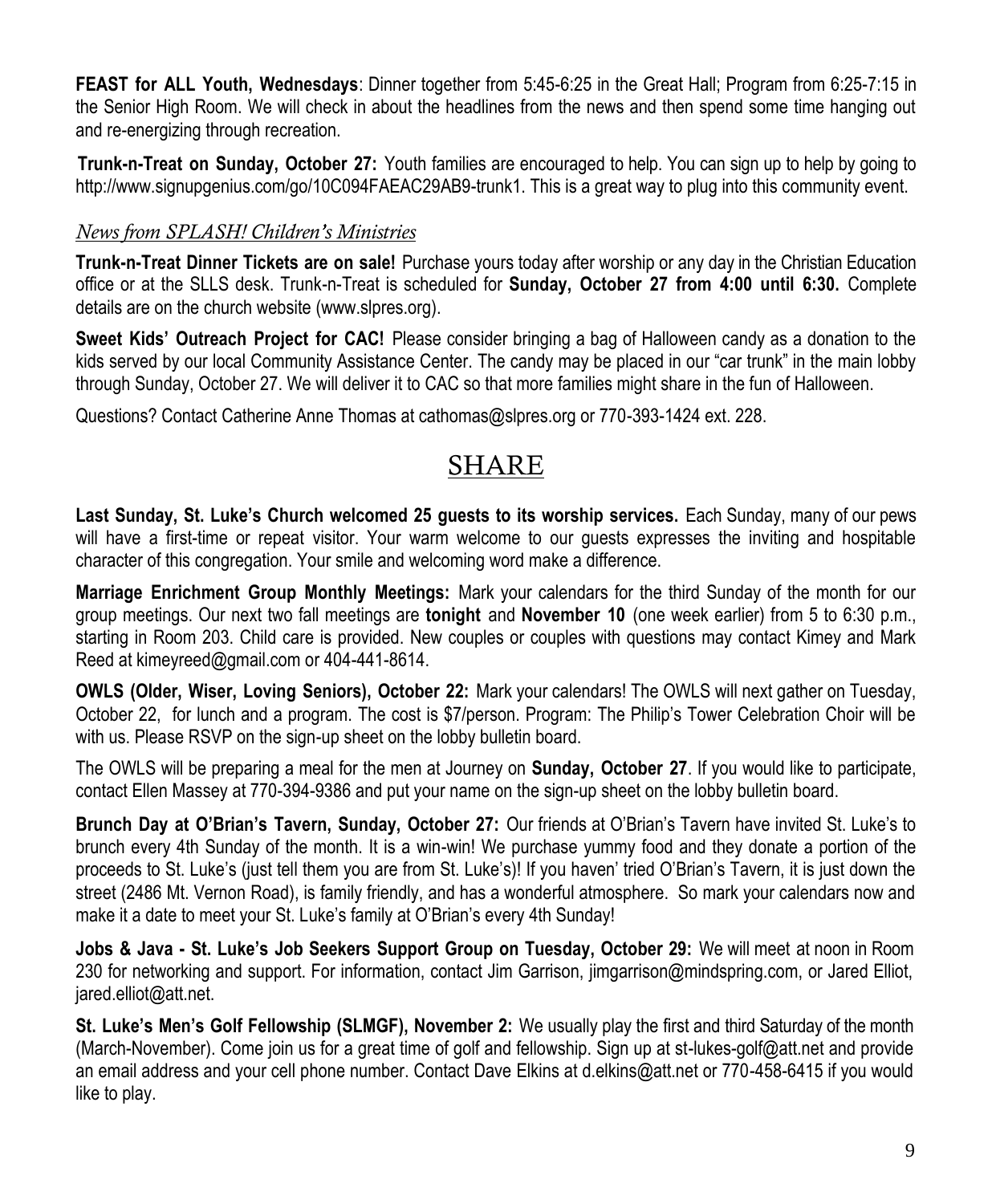**FEAST for ALL Youth, Wednesdays**: Dinner together from 5:45-6:25 in the Great Hall; Program from 6:25-7:15 in the Senior High Room. We will check in about the headlines from the news and then spend some time hanging out and re-energizing through recreation.

**Trunk-n-Treat on Sunday, October 27:** Youth families are encouraged to help. You can sign up to help by going to http://www.signupgenius.com/go/10C094FAEAC29AB9-trunk1. This is a great way to plug into this community event.

### *News from SPLASH! Children's Ministries*

**Trunk-n-Treat Dinner Tickets are on sale!** Purchase yours today after worship or any day in the Christian Education office or at the SLLS desk. Trunk-n-Treat is scheduled for **Sunday, October 27 from 4:00 until 6:30.** Complete details are on the church website (www.slpres.org).

**Sweet Kids' Outreach Project for CAC!** Please consider bringing a bag of Halloween candy as a donation to the kids served by our local Community Assistance Center. The candy may be placed in our "car trunk" in the main lobby through Sunday, October 27. We will deliver it to CAC so that more families might share in the fun of Halloween.

Questions? Contact Catherine Anne Thomas at cathomas@slpres.org or 770-393-1424 ext. 228.

## SHARE

**Last Sunday, St. Luke's Church welcomed 25 guests to its worship services.** Each Sunday, many of our pews will have a first-time or repeat visitor. Your warm welcome to our guests expresses the inviting and hospitable character of this congregation. Your smile and welcoming word make a difference.

**Marriage Enrichment Group Monthly Meetings:** Mark your calendars for the third Sunday of the month for our group meetings. Our next two fall meetings are **tonight** and **November 10** (one week earlier) from 5 to 6:30 p.m., starting in Room 203. Child care is provided. New couples or couples with questions may contact Kimey and Mark Reed at kimeyreed@gmail.com or 404-441-8614.

**OWLS (Older, Wiser, Loving Seniors), October 22:** Mark your calendars! The OWLS will next gather on Tuesday, October 22, for lunch and a program. The cost is $7/person. Program: The Philip's Tower Celebration Choir will be with us. Please RSVP on the sign-up sheet on the lobby bulletin board.

The OWLS will be preparing a meal for the men at Journey on **Sunday, October 27**. If you would like to participate, contact Ellen Massey at 770-394-9386 and put your name on the sign-up sheet on the lobby bulletin board.

**Brunch Day at O'Brian's Tavern, Sunday, October 27:** Our friends at O'Brian's Tavern have invited St. Luke's to brunch every 4th Sunday of the month. It is a win-win! We purchase yummy food and they donate a portion of the proceeds to St. Luke's (just tell them you are from St. Luke's)! If you haven' tried O'Brian's Tavern, it is just down the street (2486 Mt. Vernon Road), is family friendly, and has a wonderful atmosphere. So mark your calendars now and make it a date to meet your St. Luke's family at O'Brian's every 4th Sunday!

**Jobs & Java - St. Luke's Job Seekers Support Group on Tuesday, October 29:** We will meet at noon in Room 230 for networking and support. For information, contact Jim Garrison, jimgarrison@mindspring.com, or Jared Elliot, jared.elliot@att.net.

**St. Luke's Men's Golf Fellowship (SLMGF), November 2:** We usually play the first and third Saturday of the month (March-November). Come join us for a great time of golf and fellowship. Sign up at st-lukes-golf@att.net and provide an email address and your cell phone number. Contact Dave Elkins at d.elkins@att.net or 770-458-6415 if you would like to play.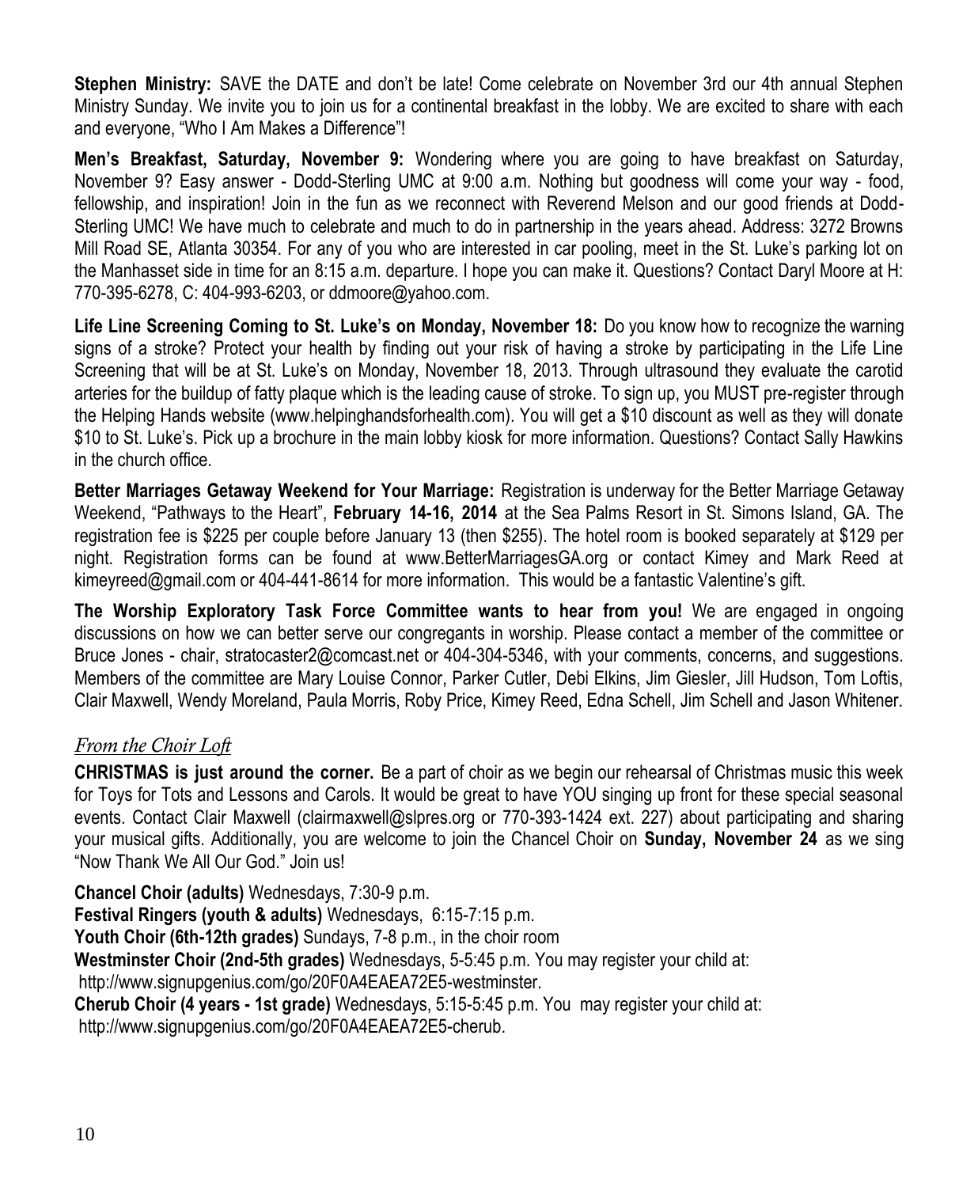**Stephen Ministry:** SAVE the DATE and don't be late! Come celebrate on November 3rd our 4th annual Stephen Ministry Sunday. We invite you to join us for a continental breakfast in the lobby. We are excited to share with each and everyone, "Who I Am Makes a Difference"!

**Men's Breakfast, Saturday, November 9:** Wondering where you are going to have breakfast on Saturday, November 9? Easy answer - Dodd-Sterling UMC at 9:00 a.m. Nothing but goodness will come your way - food, fellowship, and inspiration! Join in the fun as we reconnect with Reverend Melson and our good friends at Dodd-Sterling UMC! We have much to celebrate and much to do in partnership in the years ahead. Address: 3272 Browns Mill Road SE, Atlanta 30354. For any of you who are interested in car pooling, meet in the St. Luke's parking lot on the Manhasset side in time for an 8:15 a.m. departure. I hope you can make it. Questions? Contact Daryl Moore at H: 770-395-6278, C: 404-993-6203, or ddmoore@yahoo.com.

**Life Line Screening Coming to St. Luke's on Monday, November 18:** Do you know how to recognize the warning signs of a stroke? Protect your health by finding out your risk of having a stroke by participating in the Life Line Screening that will be at St. Luke's on Monday, November 18, 2013. Through ultrasound they evaluate the carotid arteries for the buildup of fatty plaque which is the leading cause of stroke. To sign up, you MUST pre-register through the Helping Hands website (www.helpinghandsforhealth.com). You will get a $10 discount as well as they will donate $10 to St. Luke's. Pick up a brochure in the main lobby kiosk for more information. Questions? Contact Sally Hawkins in the church office.

**Better Marriages Getaway Weekend for Your Marriage:** Registration is underway for the Better Marriage Getaway Weekend, "Pathways to the Heart", **February 14-16, 2014** at the Sea Palms Resort in St. Simons Island, GA. The registration fee is $225 per couple before January 13 (then $255). The hotel room is booked separately at $129 per night. Registration forms can be found at www.BetterMarriagesGA.org or contact Kimey and Mark Reed at kimeyreed@gmail.com or 404-441-8614 for more information. This would be a fantastic Valentine's gift.

**The Worship Exploratory Task Force Committee wants to hear from you!** We are engaged in ongoing discussions on how we can better serve our congregants in worship. Please contact a member of the committee or Bruce Jones - chair, stratocaster2@comcast.net or 404-304-5346, with your comments, concerns, and suggestions. Members of the committee are Mary Louise Connor, Parker Cutler, Debi Elkins, Jim Giesler, Jill Hudson, Tom Loftis, Clair Maxwell, Wendy Moreland, Paula Morris, Roby Price, Kimey Reed, Edna Schell, Jim Schell and Jason Whitener.

## *From the Choir Loft*

**CHRISTMAS is just around the corner.** Be a part of choir as we begin our rehearsal of Christmas music this week for Toys for Tots and Lessons and Carols. It would be great to have YOU singing up front for these special seasonal events. Contact Clair Maxwell (clairmaxwell@slpres.org or 770-393-1424 ext. 227) about participating and sharing your musical gifts. Additionally, you are welcome to join the Chancel Choir on **Sunday, November 24** as we sing "Now Thank We All Our God." Join us!

**Chancel Choir (adults)** Wednesdays, 7:30-9 p.m.
**Festival Ringers (youth & adults)** Wednesdays, 6:15-7:15 p.m.
**Youth Choir (6th-12th grades)** Sundays, 7-8 p.m., in the choir room
**Westminster Choir (2nd-5th grades)** Wednesdays, 5-5:45 p.m. You may register your child at: http://www.signupgenius.com/go/20F0A4EAEA72E5-westminster.
**Cherub Choir (4 years - 1st grade)** Wednesdays, 5:15-5:45 p.m. You may register your child at: http://www.signupgenius.com/go/20F0A4EAEA72E5-cherub.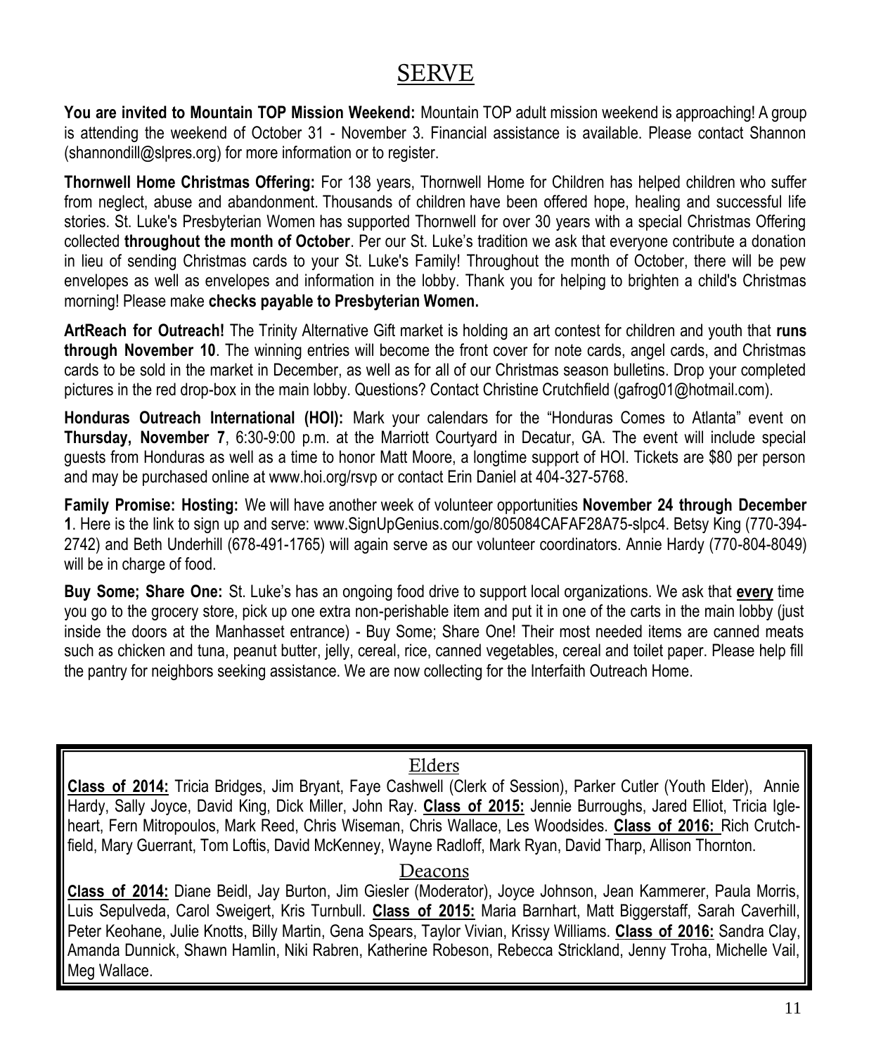# SERVE

**You are invited to Mountain TOP Mission Weekend:** Mountain TOP adult mission weekend is approaching! A group is attending the weekend of October 31 - November 3. Financial assistance is available. Please contact Shannon (shannondill@slpres.org) for more information or to register.

**Thornwell Home Christmas Offering:** For 138 years, Thornwell Home for Children has helped children who suffer from neglect, abuse and abandonment. Thousands of children have been offered hope, healing and successful life stories. St. Luke's Presbyterian Women has supported Thornwell for over 30 years with a special Christmas Offering collected **throughout the month of October**. Per our St. Luke's tradition we ask that everyone contribute a donation in lieu of sending Christmas cards to your St. Luke's Family! Throughout the month of October, there will be pew envelopes as well as envelopes and information in the lobby. Thank you for helping to brighten a child's Christmas morning! Please make **checks payable to Presbyterian Women.**

**ArtReach for Outreach!** The Trinity Alternative Gift market is holding an art contest for children and youth that **runs through November 10**. The winning entries will become the front cover for note cards, angel cards, and Christmas cards to be sold in the market in December, as well as for all of our Christmas season bulletins. Drop your completed pictures in the red drop-box in the main lobby. Questions? Contact Christine Crutchfield (gafrog01@hotmail.com).

**Honduras Outreach International (HOI):** Mark your calendars for the "Honduras Comes to Atlanta" event on **Thursday, November 7**, 6:30-9:00 p.m. at the Marriott Courtyard in Decatur, GA. The event will include special guests from Honduras as well as a time to honor Matt Moore, a longtime support of HOI. Tickets are $80 per person and may be purchased online at www.hoi.org/rsvp or contact Erin Daniel at 404-327-5768.

**Family Promise: Hosting:** We will have another week of volunteer opportunities **November 24 through December 1**. Here is the link to sign up and serve: www.SignUpGenius.com/go/805084CAFAF28A75-slpc4. Betsy King (770-394-2742) and Beth Underhill (678-491-1765) will again serve as our volunteer coordinators. Annie Hardy (770-804-8049) will be in charge of food.

**Buy Some; Share One:** St. Luke's has an ongoing food drive to support local organizations. We ask that **every** time you go to the grocery store, pick up one extra non-perishable item and put it in one of the carts in the main lobby (just inside the doors at the Manhasset entrance) - Buy Some; Share One! Their most needed items are canned meats such as chicken and tuna, peanut butter, jelly, cereal, rice, canned vegetables, cereal and toilet paper. Please help fill the pantry for neighbors seeking assistance. We are now collecting for the Interfaith Outreach Home.

## Elders

**Class of 2014:** Tricia Bridges, Jim Bryant, Faye Cashwell (Clerk of Session), Parker Cutler (Youth Elder), Annie Hardy, Sally Joyce, David King, Dick Miller, John Ray. **Class of 2015:** Jennie Burroughs, Jared Elliot, Tricia Igleheart, Fern Mitropoulos, Mark Reed, Chris Wiseman, Chris Wallace, Les Woodsides. **Class of 2016:** Rich Crutchfield, Mary Guerrant, Tom Loftis, David McKenney, Wayne Radloff, Mark Ryan, David Tharp, Allison Thornton.

## Deacons

**Class of 2014:** Diane Beidl, Jay Burton, Jim Giesler (Moderator), Joyce Johnson, Jean Kammerer, Paula Morris, Luis Sepulveda, Carol Sweigert, Kris Turnbull. **Class of 2015:** Maria Barnhart, Matt Biggerstaff, Sarah Caverhill, Peter Keohane, Julie Knotts, Billy Martin, Gena Spears, Taylor Vivian, Krissy Williams. **Class of 2016:** Sandra Clay, Amanda Dunnick, Shawn Hamlin, Niki Rabren, Katherine Robeson, Rebecca Strickland, Jenny Troha, Michelle Vail, Meg Wallace.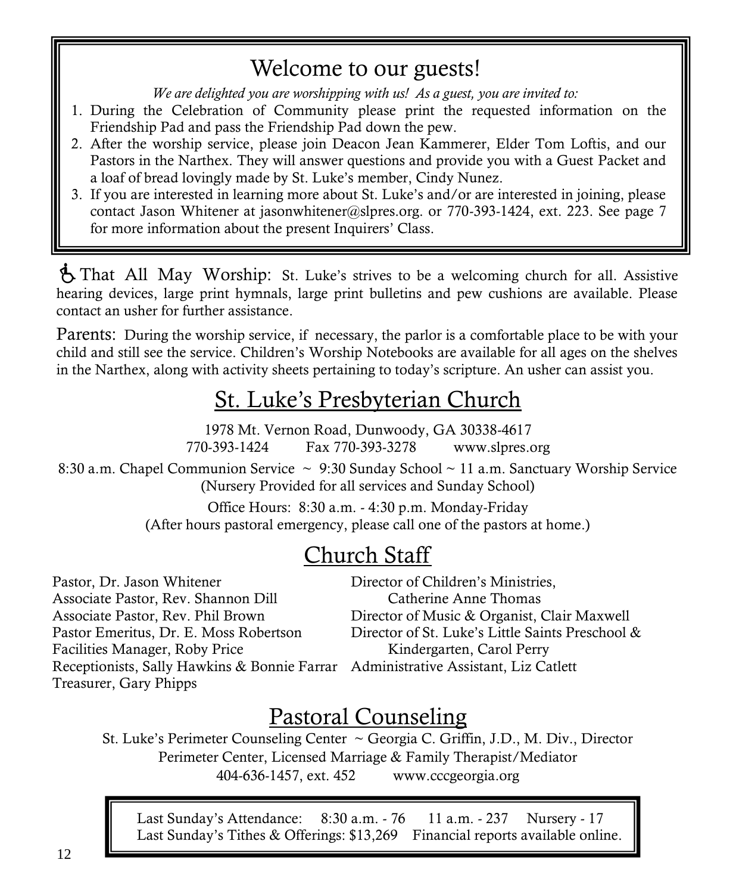## Welcome to our guests!

*We are delighted you are worshipping with us! As a guest, you are invited to:*

1. During the Celebration of Community please print the requested information on the Friendship Pad and pass the Friendship Pad down the pew.
2. After the worship service, please join Deacon Jean Kammerer, Elder Tom Loftis, and our Pastors in the Narthex. They will answer questions and provide you with a Guest Packet and a loaf of bread lovingly made by St. Luke's member, Cindy Nunez.
3. If you are interested in learning more about St. Luke's and/or are interested in joining, please contact Jason Whitener at jasonwhitener@slpres.org. or 770-393-1424, ext. 223. See page 7 for more information about the present Inquirers' Class.

♿ That All May Worship: St. Luke's strives to be a welcoming church for all. Assistive hearing devices, large print hymnals, large print bulletins and pew cushions are available. Please contact an usher for further assistance.

Parents: During the worship service, if necessary, the parlor is a comfortable place to be with your child and still see the service. Children's Worship Notebooks are available for all ages on the shelves in the Narthex, along with activity sheets pertaining to today's scripture. An usher can assist you.

## St. Luke's Presbyterian Church

1978 Mt. Vernon Road, Dunwoody, GA 30338-4617
770-393-1424 Fax 770-393-3278 www.slpres.org

8:30 a.m. Chapel Communion Service ~ 9:30 Sunday School ~ 11 a.m. Sanctuary Worship Service
(Nursery Provided for all services and Sunday School)

Office Hours: 8:30 a.m. - 4:30 p.m. Monday-Friday
(After hours pastoral emergency, please call one of the pastors at home.)

## Church Staff

Pastor, Dr. Jason Whitener
Associate Pastor, Rev. Shannon Dill
Associate Pastor, Rev. Phil Brown
Pastor Emeritus, Dr. E. Moss Robertson
Facilities Manager, Roby Price
Receptionists, Sally Hawkins & Bonnie Farrar
Treasurer, Gary Phipps
Director of Children's Ministries, Catherine Anne Thomas
Director of Music & Organist, Clair Maxwell
Director of St. Luke's Little Saints Preschool & Kindergarten, Carol Perry
Administrative Assistant, Liz Catlett

## Pastoral Counseling

St. Luke's Perimeter Counseling Center ~ Georgia C. Griffin, J.D., M. Div., Director
Perimeter Center, Licensed Marriage & Family Therapist/Mediator
404-636-1457, ext. 452 www.cccgeorgia.org

Last Sunday's Attendance: 8:30 a.m. - 76 11 a.m. - 237 Nursery - 17
Last Sunday's Tithes & Offerings: $13,269 Financial reports available online.